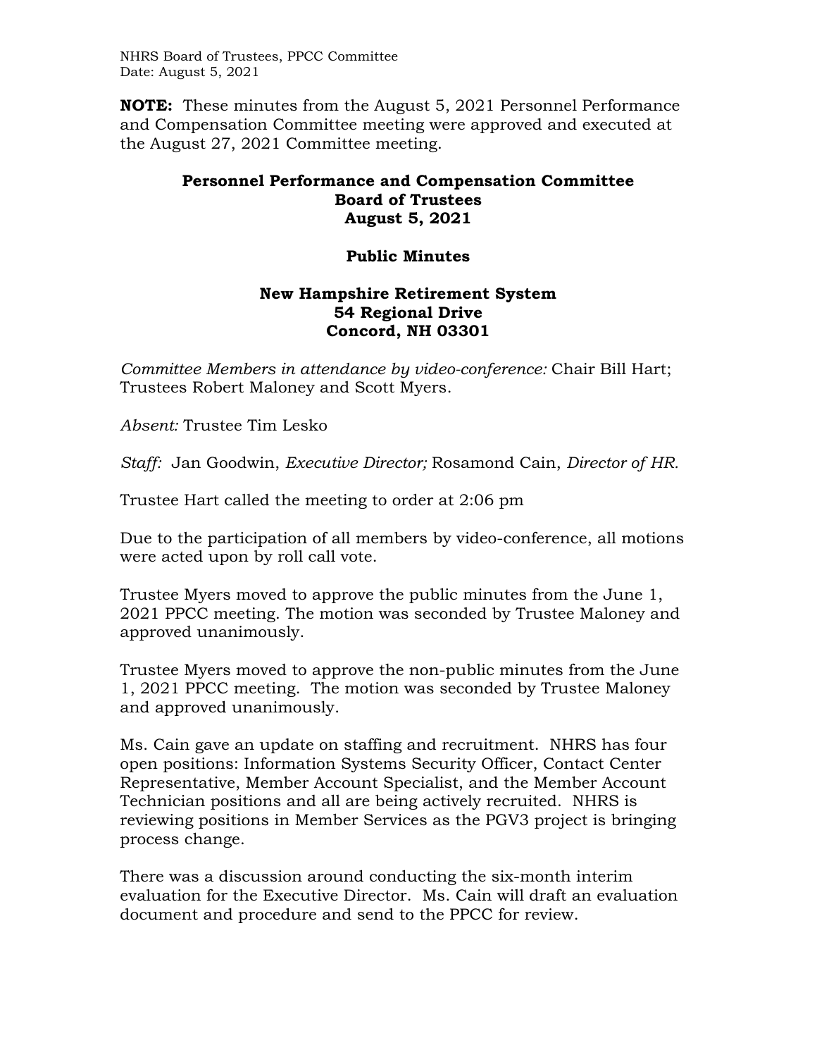**NOTE:** These minutes from the August 5, 2021 Personnel Performance and Compensation Committee meeting were approved and executed at the August 27, 2021 Committee meeting.

# Personnel Performance and Compensation Committee
## Board of Trustees
## August 5, 2021

## Public Minutes

### New Hampshire Retirement System
### 54 Regional Drive
### Concord, NH 03301

*Committee Members in attendance by video-conference:* Chair Bill Hart; Trustees Robert Maloney and Scott Myers.

*Absent:* Trustee Tim Lesko

*Staff:* Jan Goodwin, *Executive Director;* Rosamond Cain, *Director of HR.*

Trustee Hart called the meeting to order at 2:06 pm

Due to the participation of all members by video-conference, all motions were acted upon by roll call vote.

Trustee Myers moved to approve the public minutes from the June 1, 2021 PPCC meeting. The motion was seconded by Trustee Maloney and approved unanimously.

Trustee Myers moved to approve the non-public minutes from the June 1, 2021 PPCC meeting. The motion was seconded by Trustee Maloney and approved unanimously.

Ms. Cain gave an update on staffing and recruitment. NHRS has four open positions: Information Systems Security Officer, Contact Center Representative, Member Account Specialist, and the Member Account Technician positions and all are being actively recruited. NHRS is reviewing positions in Member Services as the PGV3 project is bringing process change.

There was a discussion around conducting the six-month interim evaluation for the Executive Director. Ms. Cain will draft an evaluation document and procedure and send to the PPCC for review.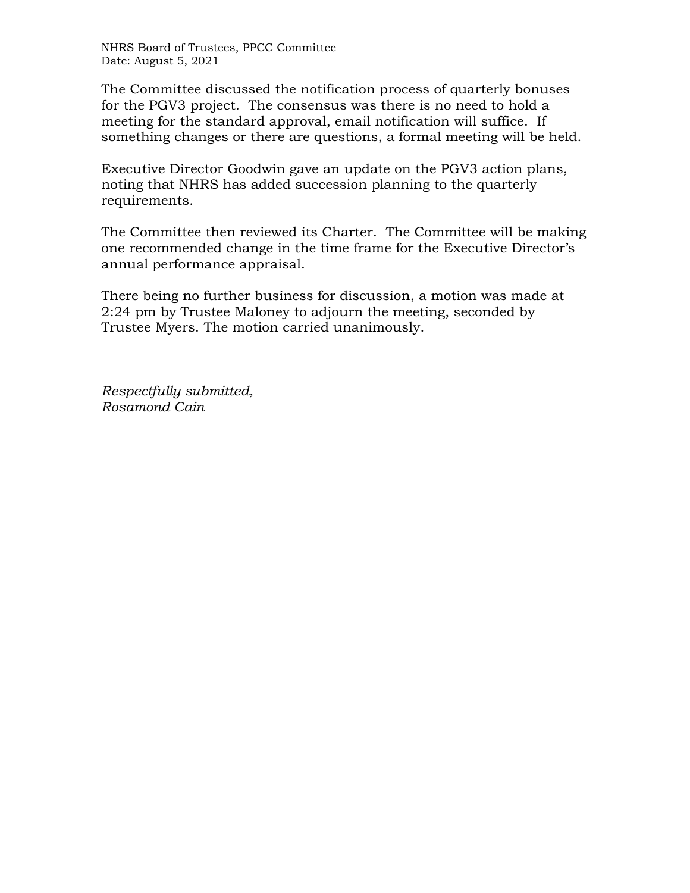The Committee discussed the notification process of quarterly bonuses for the PGV3 project. The consensus was there is no need to hold a meeting for the standard approval, email notification will suffice. If something changes or there are questions, a formal meeting will be held.

Executive Director Goodwin gave an update on the PGV3 action plans, noting that NHRS has added succession planning to the quarterly requirements.

The Committee then reviewed its Charter. The Committee will be making one recommended change in the time frame for the Executive Director's annual performance appraisal.

There being no further business for discussion, a motion was made at 2:24 pm by Trustee Maloney to adjourn the meeting, seconded by Trustee Myers. The motion carried unanimously.

*Respectfully submitted,*
*Rosamond Cain*